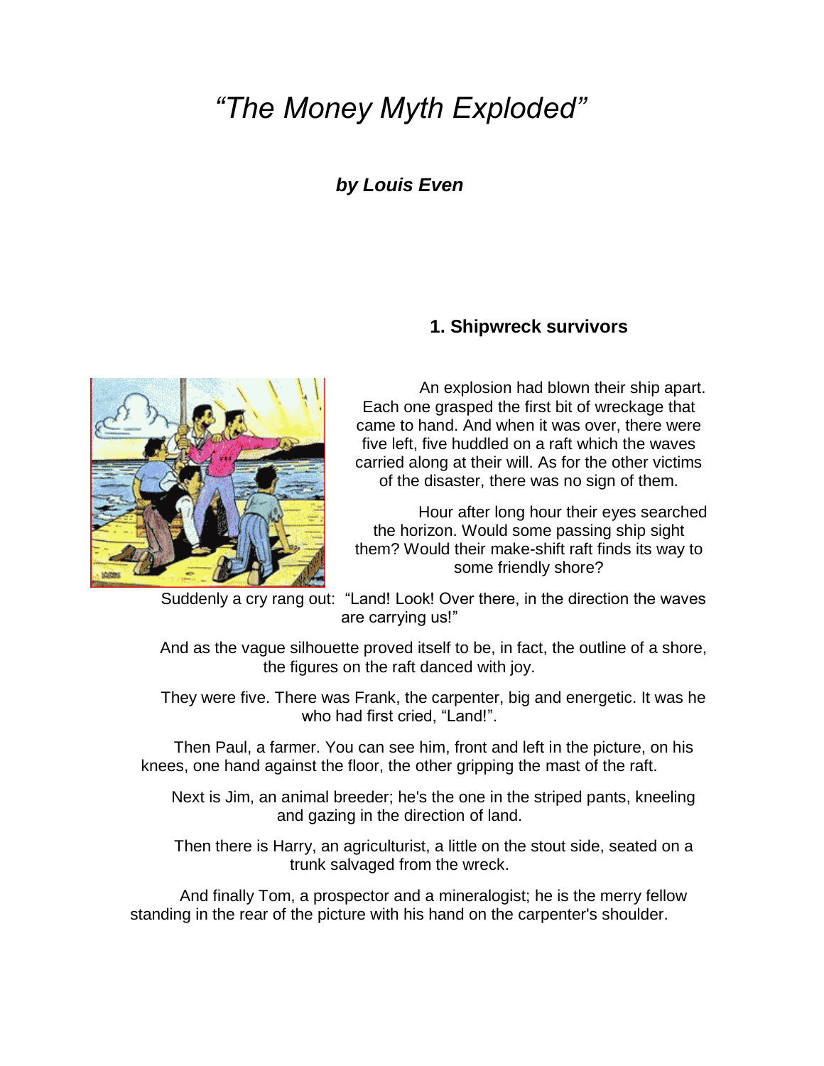# *"The Money Myth Exploded"*

### ***by Louis Even***

## 1. Shipwreck survivors

An explosion had blown their ship apart. Each one grasped the first bit of wreckage that came to hand. And when it was over, there were five left, five huddled on a raft which the waves carried along at their will. As for the other victims of the disaster, there was no sign of them.

Hour after long hour their eyes searched the horizon. Would some passing ship sight them? Would their make-shift raft finds its way to some friendly shore?

Suddenly a cry rang out: "Land! Look! Over there, in the direction the waves are carrying us!"

And as the vague silhouette proved itself to be, in fact, the outline of a shore, the figures on the raft danced with joy.

They were five. There was Frank, the carpenter, big and energetic. It was he who had first cried, "Land!".

Then Paul, a farmer. You can see him, front and left in the picture, on his knees, one hand against the floor, the other gripping the mast of the raft.

Next is Jim, an animal breeder; he's the one in the striped pants, kneeling and gazing in the direction of land.

Then there is Harry, an agriculturist, a little on the stout side, seated on a trunk salvaged from the wreck.

And finally Tom, a prospector and a mineralogist; he is the merry fellow standing in the rear of the picture with his hand on the carpenter's shoulder.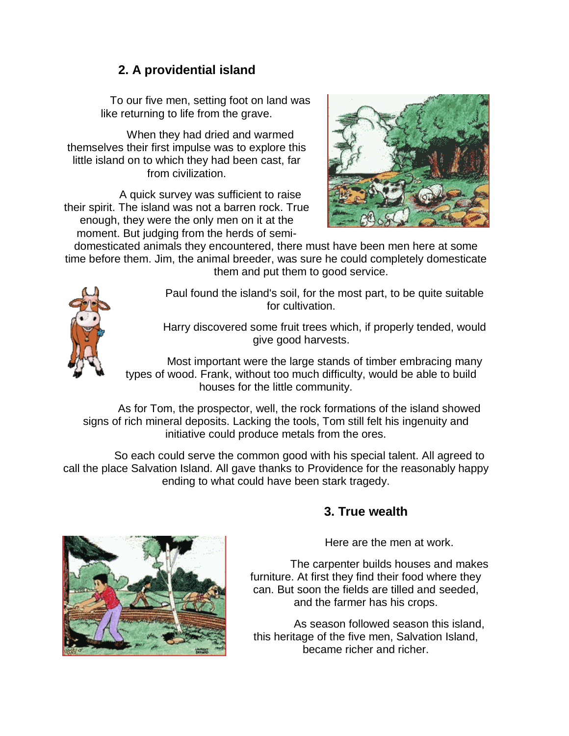## 2. A providential island

To our five men, setting foot on land was like returning to life from the grave.

When they had dried and warmed themselves their first impulse was to explore this little island on to which they had been cast, far from civilization.

A quick survey was sufficient to raise their spirit. The island was not a barren rock. True enough, they were the only men on it at the moment. But judging from the herds of semi-domesticated animals they encountered, there must have been men here at some time before them. Jim, the animal breeder, was sure he could completely domesticate them and put them to good service.

Paul found the island's soil, for the most part, to be quite suitable for cultivation.

Harry discovered some fruit trees which, if properly tended, would give good harvests.

Most important were the large stands of timber embracing many types of wood. Frank, without too much difficulty, would be able to build houses for the little community.

As for Tom, the prospector, well, the rock formations of the island showed signs of rich mineral deposits. Lacking the tools, Tom still felt his ingenuity and initiative could produce metals from the ores.

So each could serve the common good with his special talent. All agreed to call the place Salvation Island. All gave thanks to Providence for the reasonably happy ending to what could have been stark tragedy.

## 3. True wealth

Here are the men at work.

The carpenter builds houses and makes furniture. At first they find their food where they can. But soon the fields are tilled and seeded, and the farmer has his crops.

As season followed season this island, this heritage of the five men, Salvation Island, became richer and richer.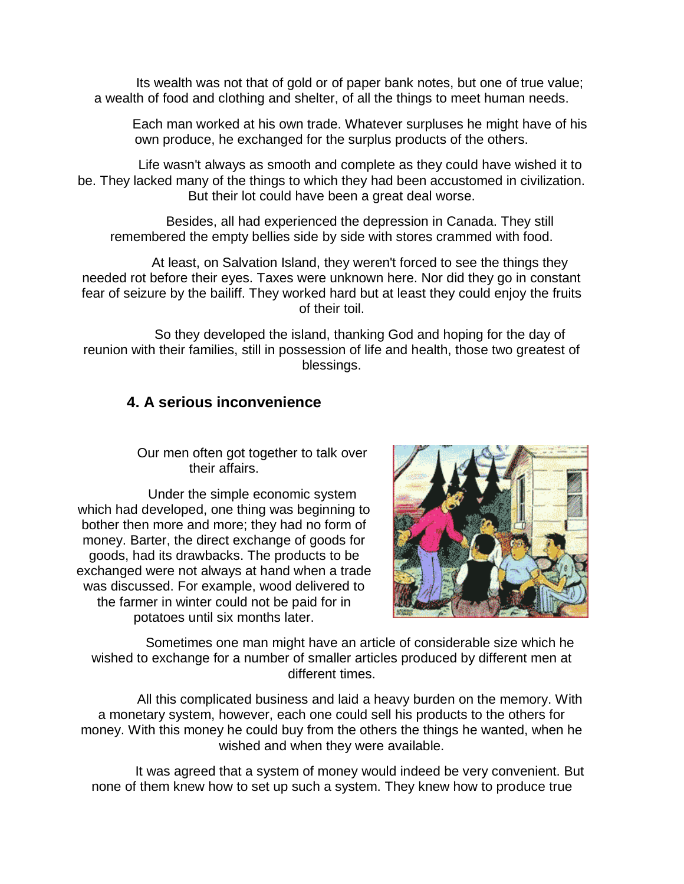Its wealth was not that of gold or of paper bank notes, but one of true value; a wealth of food and clothing and shelter, of all the things to meet human needs.

Each man worked at his own trade. Whatever surpluses he might have of his own produce, he exchanged for the surplus products of the others.

Life wasn't always as smooth and complete as they could have wished it to be. They lacked many of the things to which they had been accustomed in civilization. But their lot could have been a great deal worse.

Besides, all had experienced the depression in Canada. They still remembered the empty bellies side by side with stores crammed with food.

At least, on Salvation Island, they weren't forced to see the things they needed rot before their eyes. Taxes were unknown here. Nor did they go in constant fear of seizure by the bailiff. They worked hard but at least they could enjoy the fruits of their toil.

So they developed the island, thanking God and hoping for the day of reunion with their families, still in possession of life and health, those two greatest of blessings.

## 4. A serious inconvenience

Our men often got together to talk over their affairs.

Under the simple economic system which had developed, one thing was beginning to bother then more and more; they had no form of money. Barter, the direct exchange of goods for goods, had its drawbacks. The products to be exchanged were not always at hand when a trade was discussed. For example, wood delivered to the farmer in winter could not be paid for in potatoes until six months later.

Sometimes one man might have an article of considerable size which he wished to exchange for a number of smaller articles produced by different men at different times.

All this complicated business and laid a heavy burden on the memory. With a monetary system, however, each one could sell his products to the others for money. With this money he could buy from the others the things he wanted, when he wished and when they were available.

It was agreed that a system of money would indeed be very convenient. But none of them knew how to set up such a system. They knew how to produce true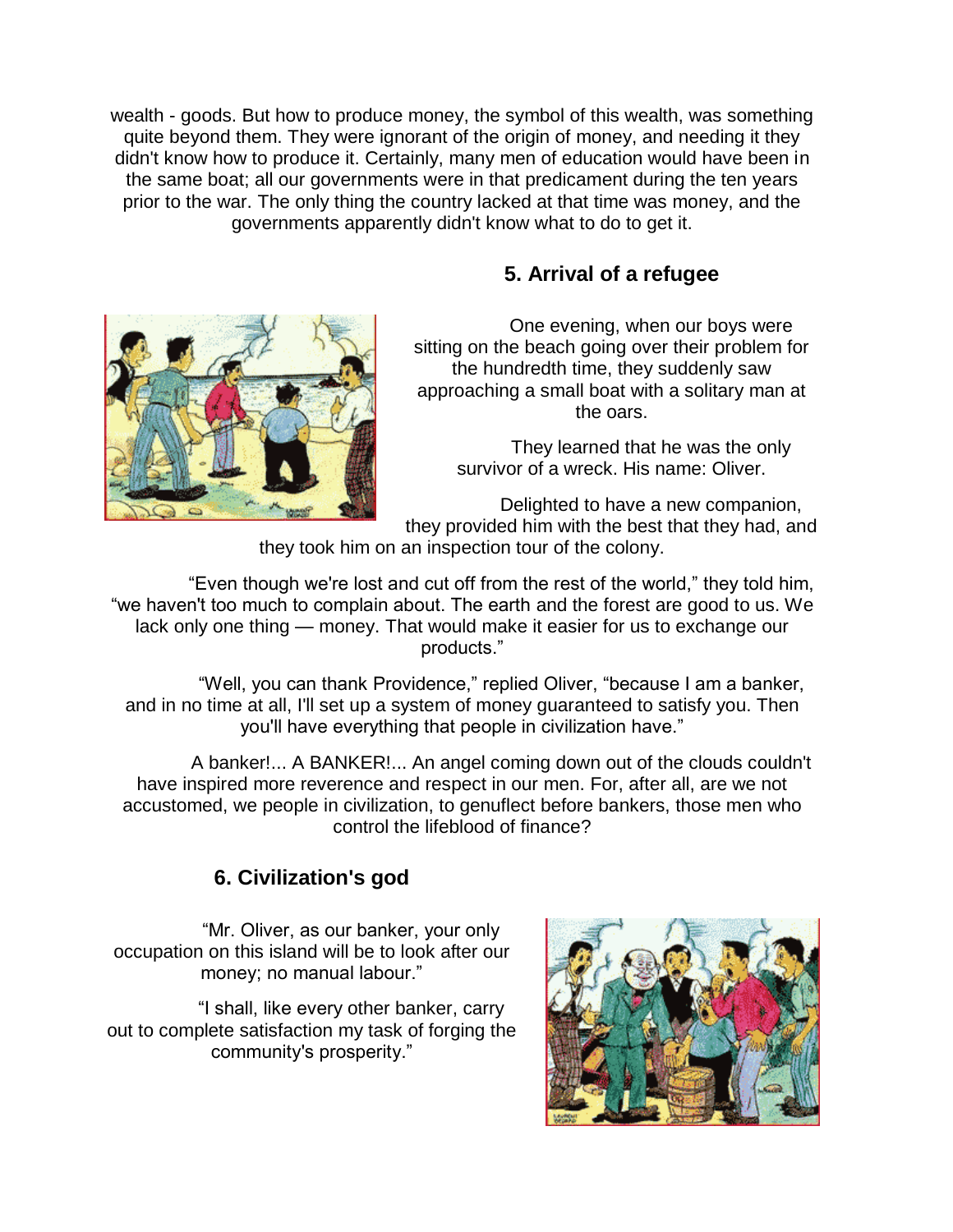wealth - goods. But how to produce money, the symbol of this wealth, was something quite beyond them. They were ignorant of the origin of money, and needing it they didn't know how to produce it. Certainly, many men of education would have been in the same boat; all our governments were in that predicament during the ten years prior to the war. The only thing the country lacked at that time was money, and the governments apparently didn't know what to do to get it.

## 5. Arrival of a refugee

One evening, when our boys were sitting on the beach going over their problem for the hundredth time, they suddenly saw approaching a small boat with a solitary man at the oars.

They learned that he was the only survivor of a wreck. His name: Oliver.

Delighted to have a new companion, they provided him with the best that they had, and they took him on an inspection tour of the colony.

"Even though we're lost and cut off from the rest of the world," they told him, "we haven't too much to complain about. The earth and the forest are good to us. We lack only one thing — money. That would make it easier for us to exchange our products."

"Well, you can thank Providence," replied Oliver, "because I am a banker, and in no time at all, I'll set up a system of money guaranteed to satisfy you. Then you'll have everything that people in civilization have."

A banker!... A BANKER!... An angel coming down out of the clouds couldn't have inspired more reverence and respect in our men. For, after all, are we not accustomed, we people in civilization, to genuflect before bankers, those men who control the lifeblood of finance?

## 6. Civilization's god

"Mr. Oliver, as our banker, your only occupation on this island will be to look after our money; no manual labour."

"I shall, like every other banker, carry out to complete satisfaction my task of forging the community's prosperity."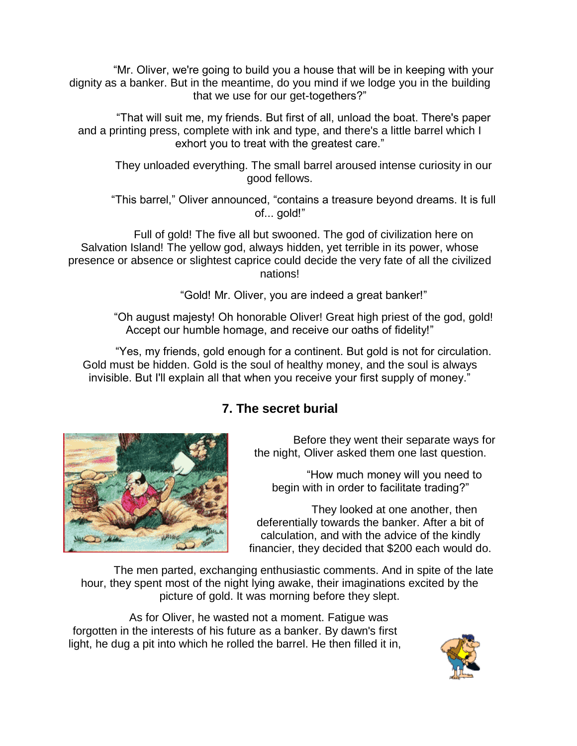"Mr. Oliver, we're going to build you a house that will be in keeping with your dignity as a banker. But in the meantime, do you mind if we lodge you in the building that we use for our get-togethers?"

"That will suit me, my friends. But first of all, unload the boat. There's paper and a printing press, complete with ink and type, and there's a little barrel which I exhort you to treat with the greatest care."

They unloaded everything. The small barrel aroused intense curiosity in our good fellows.

"This barrel," Oliver announced, "contains a treasure beyond dreams. It is full of... gold!"

Full of gold! The five all but swooned. The god of civilization here on Salvation Island! The yellow god, always hidden, yet terrible in its power, whose presence or absence or slightest caprice could decide the very fate of all the civilized nations!

"Gold! Mr. Oliver, you are indeed a great banker!"

"Oh august majesty! Oh honorable Oliver! Great high priest of the god, gold! Accept our humble homage, and receive our oaths of fidelity!"

"Yes, my friends, gold enough for a continent. But gold is not for circulation. Gold must be hidden. Gold is the soul of healthy money, and the soul is always invisible. But I'll explain all that when you receive your first supply of money."

## 7. The secret burial

Before they went their separate ways for the night, Oliver asked them one last question.

"How much money will you need to begin with in order to facilitate trading?"

They looked at one another, then deferentially towards the banker. After a bit of calculation, and with the advice of the kindly financier, they decided that $200 each would do.

The men parted, exchanging enthusiastic comments. And in spite of the late hour, they spent most of the night lying awake, their imaginations excited by the picture of gold. It was morning before they slept.

As for Oliver, he wasted not a moment. Fatigue was forgotten in the interests of his future as a banker. By dawn's first light, he dug a pit into which he rolled the barrel. He then filled it in,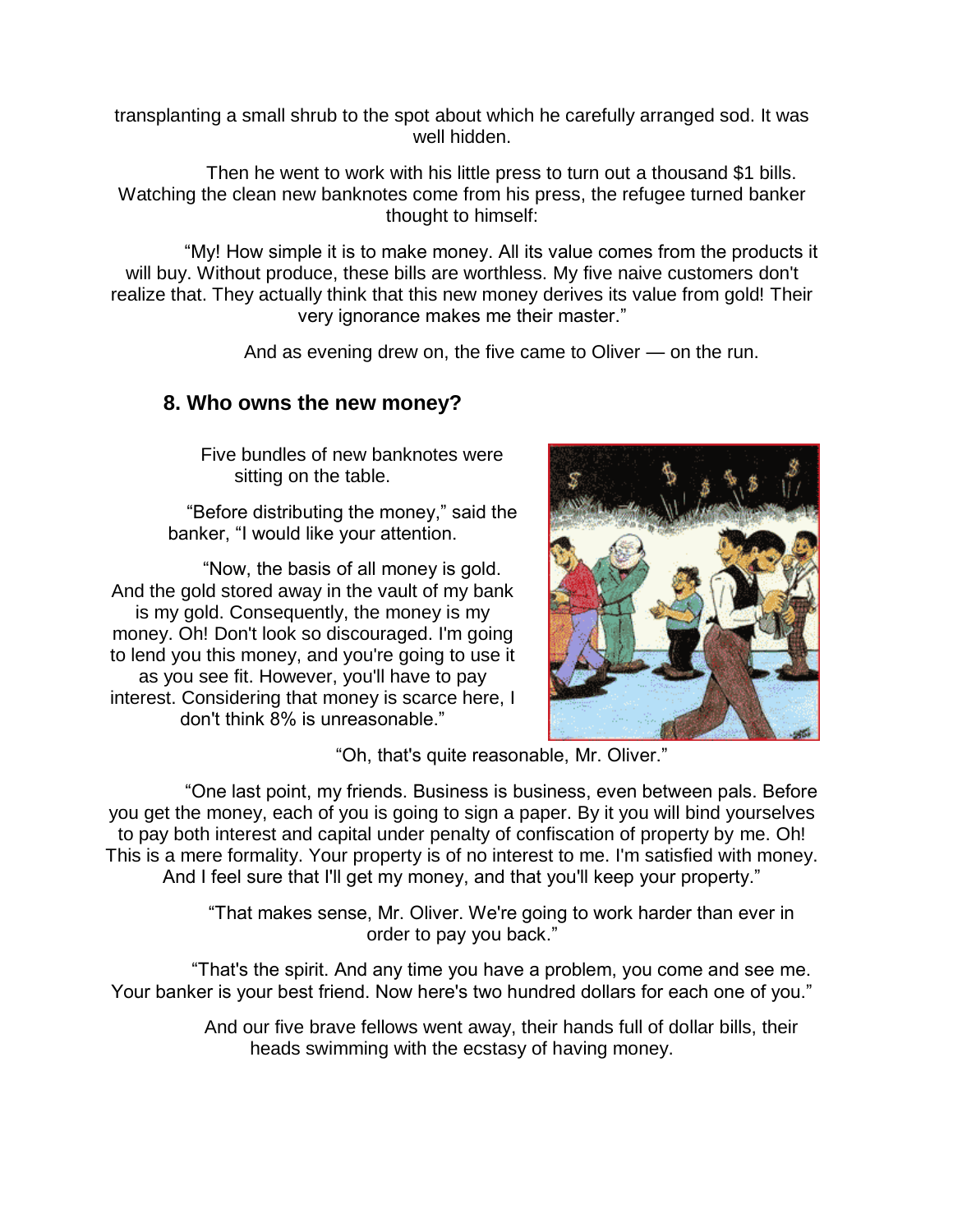transplanting a small shrub to the spot about which he carefully arranged sod. It was well hidden.

Then he went to work with his little press to turn out a thousand $1 bills. Watching the clean new banknotes come from his press, the refugee turned banker thought to himself:

"My! How simple it is to make money. All its value comes from the products it will buy. Without produce, these bills are worthless. My five naive customers don't realize that. They actually think that this new money derives its value from gold! Their very ignorance makes me their master."

And as evening drew on, the five came to Oliver — on the run.

## 8. Who owns the new money?

Five bundles of new banknotes were sitting on the table.

"Before distributing the money," said the banker, "I would like your attention.

"Now, the basis of all money is gold. And the gold stored away in the vault of my bank is my gold. Consequently, the money is my money. Oh! Don't look so discouraged. I'm going to lend you this money, and you're going to use it as you see fit. However, you'll have to pay interest. Considering that money is scarce here, I don't think 8% is unreasonable."

"Oh, that's quite reasonable, Mr. Oliver."

"One last point, my friends. Business is business, even between pals. Before you get the money, each of you is going to sign a paper. By it you will bind yourselves to pay both interest and capital under penalty of confiscation of property by me. Oh! This is a mere formality. Your property is of no interest to me. I'm satisfied with money. And I feel sure that I'll get my money, and that you'll keep your property."

"That makes sense, Mr. Oliver. We're going to work harder than ever in order to pay you back."

"That's the spirit. And any time you have a problem, you come and see me. Your banker is your best friend. Now here's two hundred dollars for each one of you."

And our five brave fellows went away, their hands full of dollar bills, their heads swimming with the ecstasy of having money.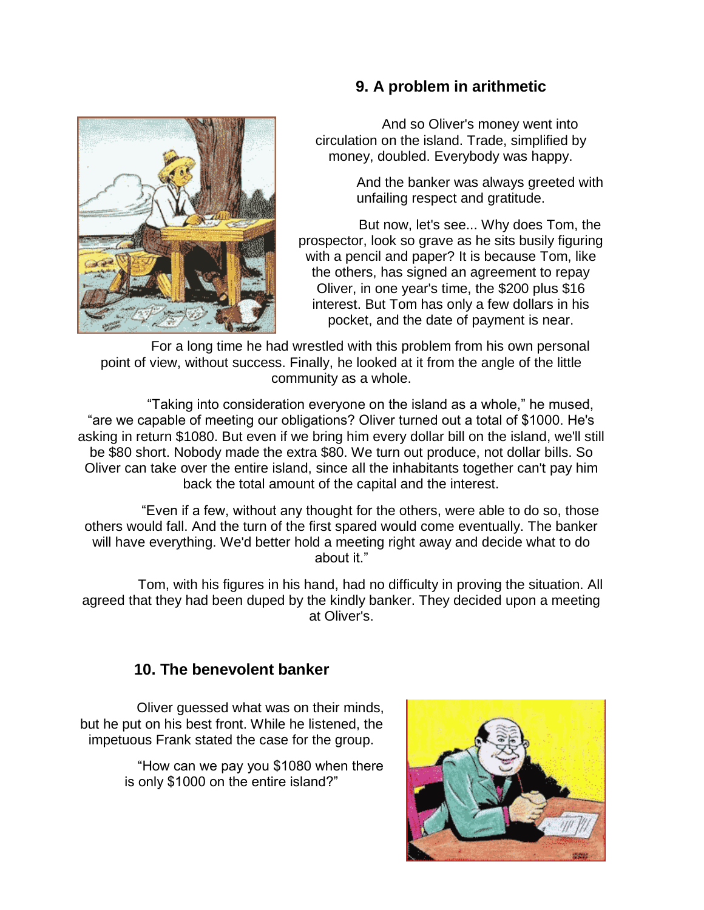## 9. A problem in arithmetic

And so Oliver's money went into circulation on the island. Trade, simplified by money, doubled. Everybody was happy.

And the banker was always greeted with unfailing respect and gratitude.

But now, let's see... Why does Tom, the prospector, look so grave as he sits busily figuring with a pencil and paper? It is because Tom, like the others, has signed an agreement to repay Oliver, in one year's time, the $200 plus $16 interest. But Tom has only a few dollars in his pocket, and the date of payment is near.

For a long time he had wrestled with this problem from his own personal point of view, without success. Finally, he looked at it from the angle of the little community as a whole.

"Taking into consideration everyone on the island as a whole," he mused, "are we capable of meeting our obligations? Oliver turned out a total of $1000. He's asking in return $1080. But even if we bring him every dollar bill on the island, we'll still be $80 short. Nobody made the extra $80. We turn out produce, not dollar bills. So Oliver can take over the entire island, since all the inhabitants together can't pay him back the total amount of the capital and the interest.

"Even if a few, without any thought for the others, were able to do so, those others would fall. And the turn of the first spared would come eventually. The banker will have everything. We'd better hold a meeting right away and decide what to do about it."

Tom, with his figures in his hand, had no difficulty in proving the situation. All agreed that they had been duped by the kindly banker. They decided upon a meeting at Oliver's.

## 10. The benevolent banker

Oliver guessed what was on their minds, but he put on his best front. While he listened, the impetuous Frank stated the case for the group.

"How can we pay you $1080 when there is only $1000 on the entire island?"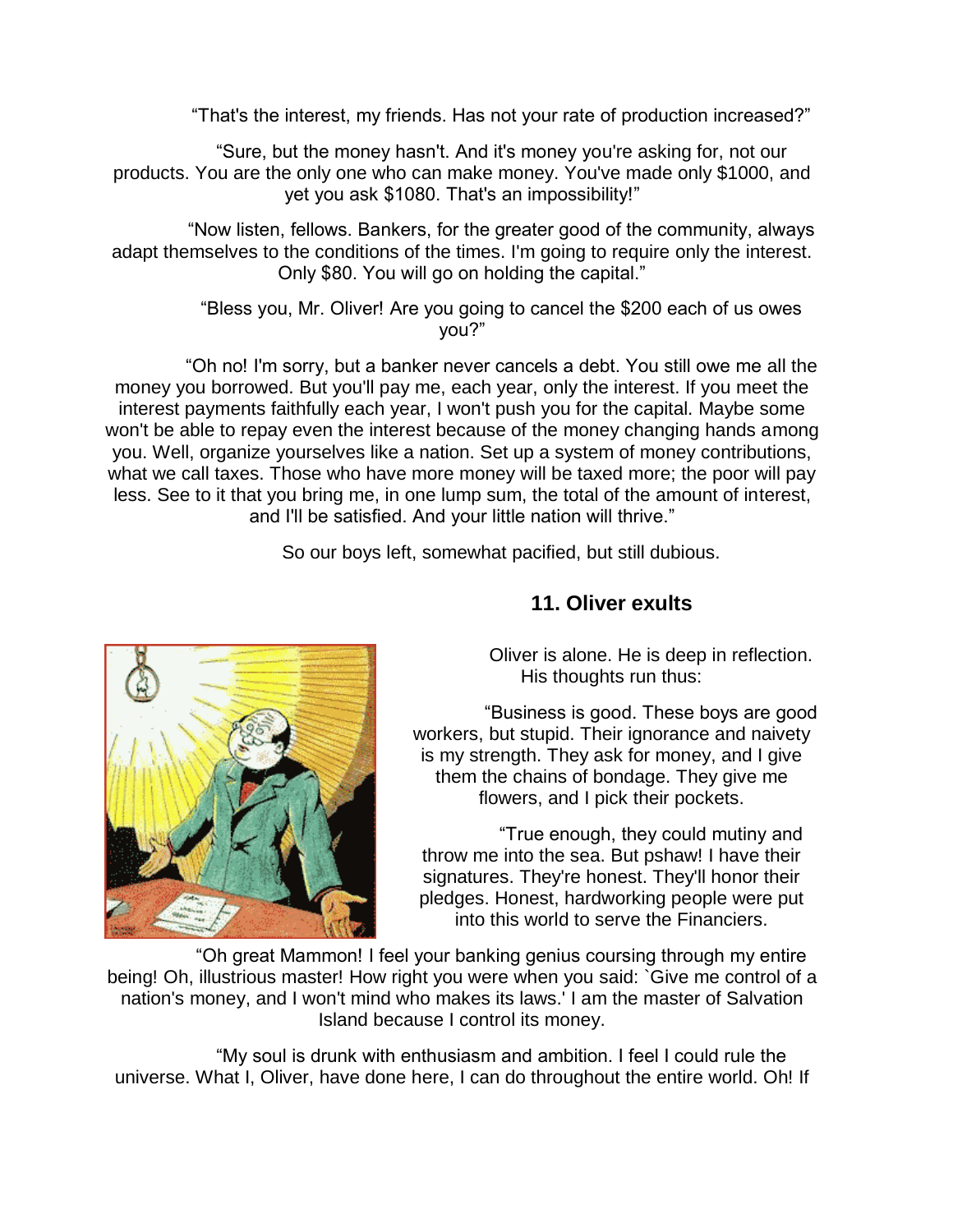"That's the interest, my friends. Has not your rate of production increased?"

"Sure, but the money hasn't. And it's money you're asking for, not our products. You are the only one who can make money. You've made only $1000, and yet you ask $1080. That's an impossibility!"

"Now listen, fellows. Bankers, for the greater good of the community, always adapt themselves to the conditions of the times. I'm going to require only the interest. Only $80. You will go on holding the capital."

"Bless you, Mr. Oliver! Are you going to cancel the $200 each of us owes you?"

"Oh no! I'm sorry, but a banker never cancels a debt. You still owe me all the money you borrowed. But you'll pay me, each year, only the interest. If you meet the interest payments faithfully each year, I won't push you for the capital. Maybe some won't be able to repay even the interest because of the money changing hands among you. Well, organize yourselves like a nation. Set up a system of money contributions, what we call taxes. Those who have more money will be taxed more; the poor will pay less. See to it that you bring me, in one lump sum, the total of the amount of interest, and I'll be satisfied. And your little nation will thrive."

So our boys left, somewhat pacified, but still dubious.

## 11. Oliver exults

Oliver is alone. He is deep in reflection. His thoughts run thus:

"Business is good. These boys are good workers, but stupid. Their ignorance and naivety is my strength. They ask for money, and I give them the chains of bondage. They give me flowers, and I pick their pockets.

"True enough, they could mutiny and throw me into the sea. But pshaw! I have their signatures. They're honest. They'll honor their pledges. Honest, hardworking people were put into this world to serve the Financiers.

"Oh great Mammon! I feel your banking genius coursing through my entire being! Oh, illustrious master! How right you were when you said: `Give me control of a nation's money, and I won't mind who makes its laws.' I am the master of Salvation Island because I control its money.

"My soul is drunk with enthusiasm and ambition. I feel I could rule the universe. What I, Oliver, have done here, I can do throughout the entire world. Oh! If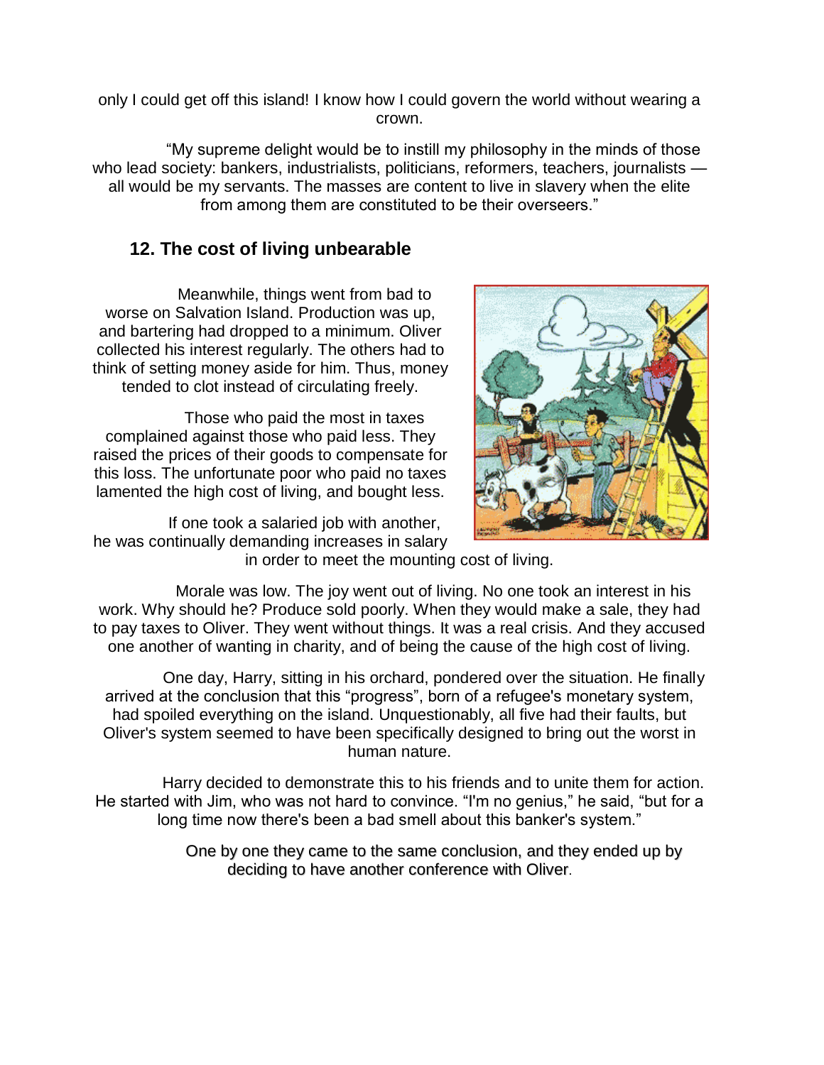only I could get off this island! I know how I could govern the world without wearing a crown.

"My supreme delight would be to instill my philosophy in the minds of those who lead society: bankers, industrialists, politicians, reformers, teachers, journalists — all would be my servants. The masses are content to live in slavery when the elite from among them are constituted to be their overseers."

## 12. The cost of living unbearable

Meanwhile, things went from bad to worse on Salvation Island. Production was up, and bartering had dropped to a minimum. Oliver collected his interest regularly. The others had to think of setting money aside for him. Thus, money tended to clot instead of circulating freely.

Those who paid the most in taxes complained against those who paid less. They raised the prices of their goods to compensate for this loss. The unfortunate poor who paid no taxes lamented the high cost of living, and bought less.

If one took a salaried job with another, he was continually demanding increases in salary in order to meet the mounting cost of living.

Morale was low. The joy went out of living. No one took an interest in his work. Why should he? Produce sold poorly. When they would make a sale, they had to pay taxes to Oliver. They went without things. It was a real crisis. And they accused one another of wanting in charity, and of being the cause of the high cost of living.

One day, Harry, sitting in his orchard, pondered over the situation. He finally arrived at the conclusion that this "progress", born of a refugee's monetary system, had spoiled everything on the island. Unquestionably, all five had their faults, but Oliver's system seemed to have been specifically designed to bring out the worst in human nature.

Harry decided to demonstrate this to his friends and to unite them for action. He started with Jim, who was not hard to convince. "I'm no genius," he said, "but for a long time now there's been a bad smell about this banker's system."

One by one they came to the same conclusion, and they ended up by deciding to have another conference with Oliver.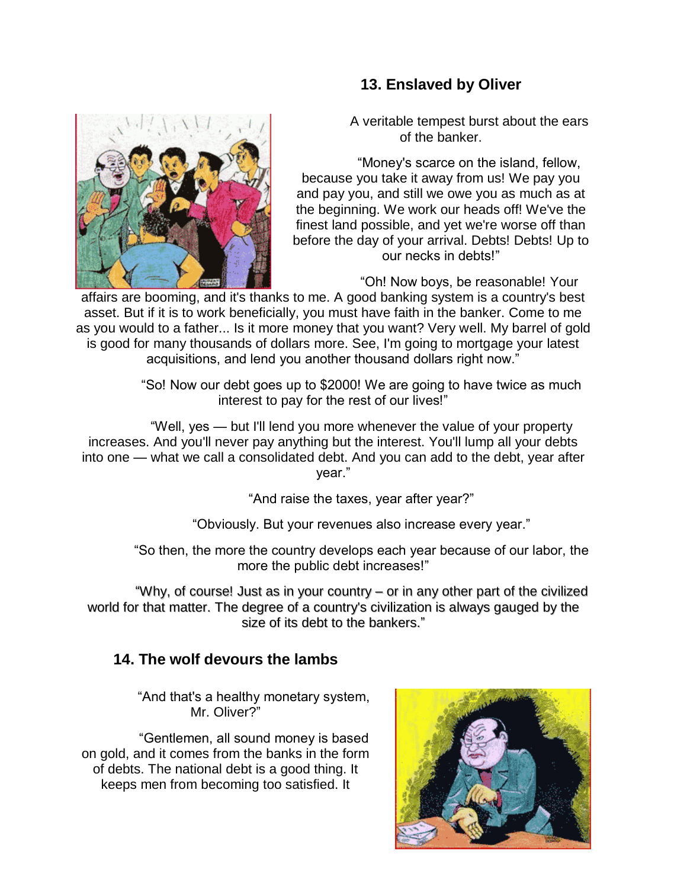## 13. Enslaved by Oliver

A veritable tempest burst about the ears of the banker.

"Money's scarce on the island, fellow, because you take it away from us! We pay you and pay you, and still we owe you as much as at the beginning. We work our heads off! We've the finest land possible, and yet we're worse off than before the day of your arrival. Debts! Debts! Up to our necks in debts!"

"Oh! Now boys, be reasonable! Your affairs are booming, and it's thanks to me. A good banking system is a country's best asset. But if it is to work beneficially, you must have faith in the banker. Come to me as you would to a father... Is it more money that you want? Very well. My barrel of gold is good for many thousands of dollars more. See, I'm going to mortgage your latest acquisitions, and lend you another thousand dollars right now."

"So! Now our debt goes up to $2000! We are going to have twice as much interest to pay for the rest of our lives!"

"Well, yes — but I'll lend you more whenever the value of your property increases. And you'll never pay anything but the interest. You'll lump all your debts into one — what we call a consolidated debt. And you can add to the debt, year after year."

"And raise the taxes, year after year?"

"Obviously. But your revenues also increase every year."

"So then, the more the country develops each year because of our labor, the more the public debt increases!"

"Why, of course! Just as in your country – or in any other part of the civilized world for that matter. The degree of a country's civilization is always gauged by the size of its debt to the bankers."

## 14. The wolf devours the lambs

"And that's a healthy monetary system, Mr. Oliver?"

"Gentlemen, all sound money is based on gold, and it comes from the banks in the form of debts. The national debt is a good thing. It keeps men from becoming too satisfied. It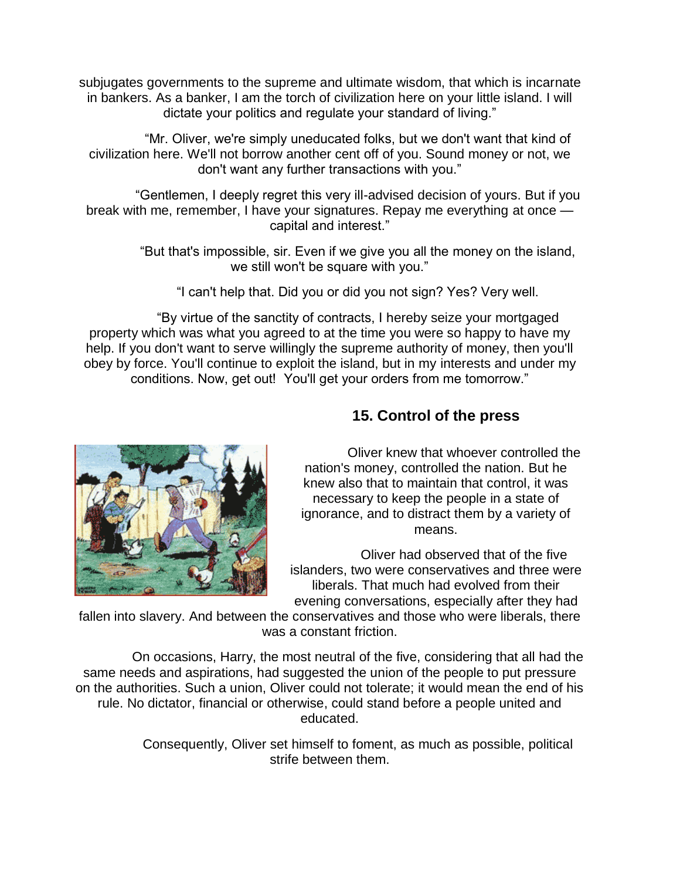subjugates governments to the supreme and ultimate wisdom, that which is incarnate in bankers. As a banker, I am the torch of civilization here on your little island. I will dictate your politics and regulate your standard of living."

"Mr. Oliver, we're simply uneducated folks, but we don't want that kind of civilization here. We'll not borrow another cent off of you. Sound money or not, we don't want any further transactions with you."

"Gentlemen, I deeply regret this very ill-advised decision of yours. But if you break with me, remember, I have your signatures. Repay me everything at once — capital and interest."

"But that's impossible, sir. Even if we give you all the money on the island, we still won't be square with you."

"I can't help that. Did you or did you not sign? Yes? Very well.

"By virtue of the sanctity of contracts, I hereby seize your mortgaged property which was what you agreed to at the time you were so happy to have my help. If you don't want to serve willingly the supreme authority of money, then you'll obey by force. You'll continue to exploit the island, but in my interests and under my conditions. Now, get out! You'll get your orders from me tomorrow."

### 15. Control of the press

Oliver knew that whoever controlled the nation's money, controlled the nation. But he knew also that to maintain that control, it was necessary to keep the people in a state of ignorance, and to distract them by a variety of means.

Oliver had observed that of the five islanders, two were conservatives and three were liberals. That much had evolved from their evening conversations, especially after they had fallen into slavery. And between the conservatives and those who were liberals, there was a constant friction.

On occasions, Harry, the most neutral of the five, considering that all had the same needs and aspirations, had suggested the union of the people to put pressure on the authorities. Such a union, Oliver could not tolerate; it would mean the end of his rule. No dictator, financial or otherwise, could stand before a people united and educated.

Consequently, Oliver set himself to foment, as much as possible, political strife between them.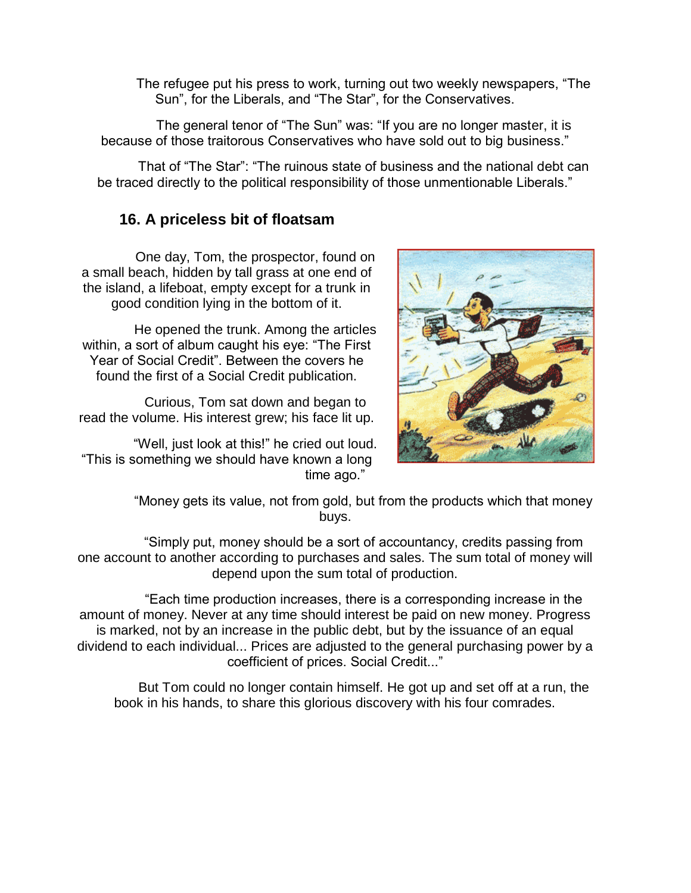The refugee put his press to work, turning out two weekly newspapers, "The Sun", for the Liberals, and "The Star", for the Conservatives.

The general tenor of "The Sun" was: "If you are no longer master, it is because of those traitorous Conservatives who have sold out to big business."

That of "The Star": "The ruinous state of business and the national debt can be traced directly to the political responsibility of those unmentionable Liberals."

### 16. A priceless bit of floatsam

One day, Tom, the prospector, found on a small beach, hidden by tall grass at one end of the island, a lifeboat, empty except for a trunk in good condition lying in the bottom of it.

He opened the trunk. Among the articles within, a sort of album caught his eye: "The First Year of Social Credit". Between the covers he found the first of a Social Credit publication.

Curious, Tom sat down and began to read the volume. His interest grew; his face lit up.

"Well, just look at this!" he cried out loud. "This is something we should have known a long time ago."

"Money gets its value, not from gold, but from the products which that money buys.

"Simply put, money should be a sort of accountancy, credits passing from one account to another according to purchases and sales. The sum total of money will depend upon the sum total of production.

"Each time production increases, there is a corresponding increase in the amount of money. Never at any time should interest be paid on new money. Progress is marked, not by an increase in the public debt, but by the issuance of an equal dividend to each individual... Prices are adjusted to the general purchasing power by a coefficient of prices. Social Credit..."

But Tom could no longer contain himself. He got up and set off at a run, the book in his hands, to share this glorious discovery with his four comrades.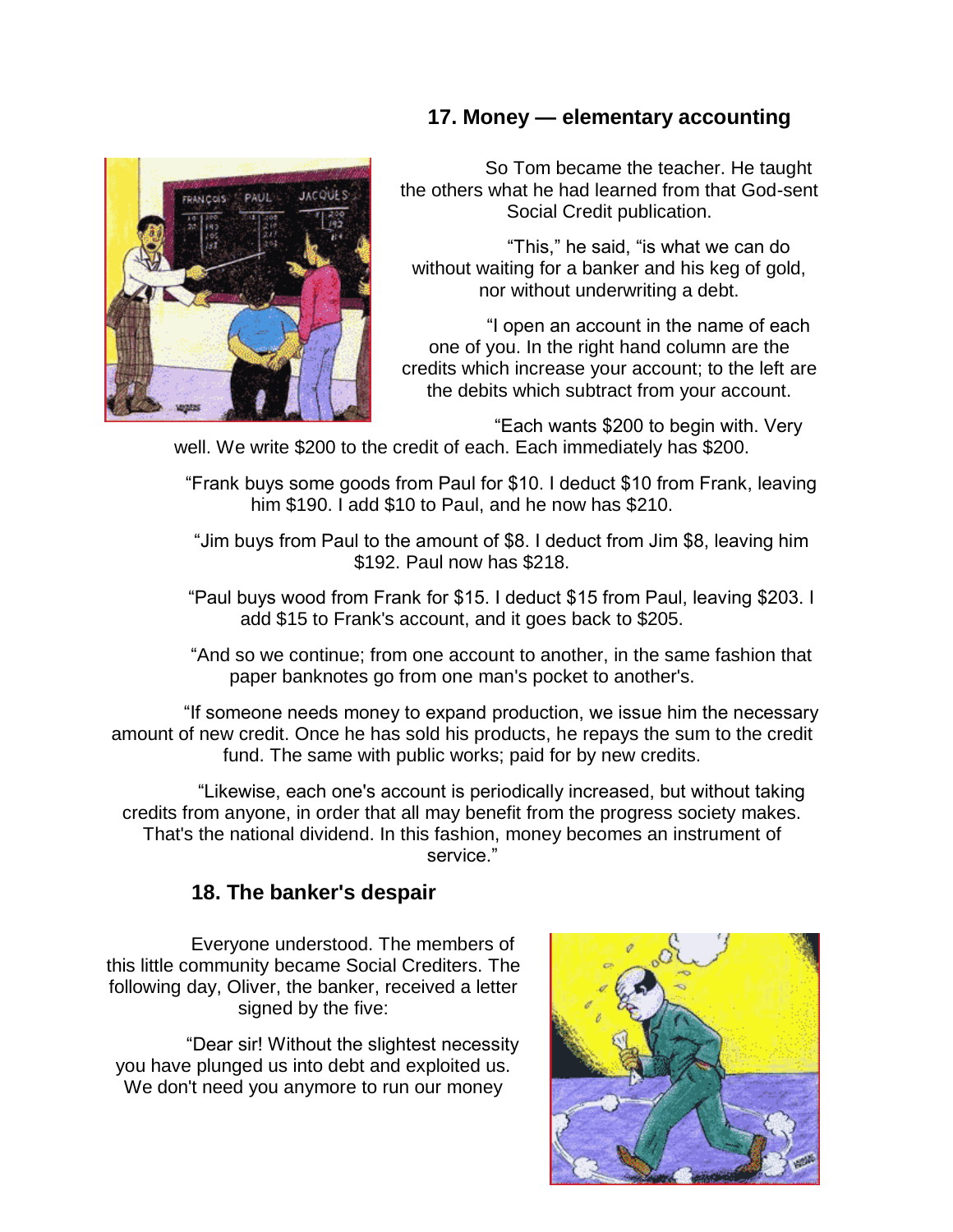## 17. Money — elementary accounting

So Tom became the teacher. He taught the others what he had learned from that God-sent Social Credit publication.

"This," he said, "is what we can do without waiting for a banker and his keg of gold, nor without underwriting a debt.

"I open an account in the name of each one of you. In the right hand column are the credits which increase your account; to the left are the debits which subtract from your account.

"Each wants $200 to begin with. Very well. We write $200 to the credit of each. Each immediately has $200.

"Frank buys some goods from Paul for $10. I deduct $10 from Frank, leaving him $190. I add $10 to Paul, and he now has $210.

"Jim buys from Paul to the amount of $8. I deduct from Jim $8, leaving him $192. Paul now has $218.

"Paul buys wood from Frank for $15. I deduct $15 from Paul, leaving $203. I add $15 to Frank's account, and it goes back to $205.

"And so we continue; from one account to another, in the same fashion that paper banknotes go from one man's pocket to another's.

"If someone needs money to expand production, we issue him the necessary amount of new credit. Once he has sold his products, he repays the sum to the credit fund. The same with public works; paid for by new credits.

"Likewise, each one's account is periodically increased, but without taking credits from anyone, in order that all may benefit from the progress society makes. That's the national dividend. In this fashion, money becomes an instrument of service."

## 18. The banker's despair

Everyone understood. The members of this little community became Social Crediters. The following day, Oliver, the banker, received a letter signed by the five:

"Dear sir! Without the slightest necessity you have plunged us into debt and exploited us. We don't need you anymore to run our money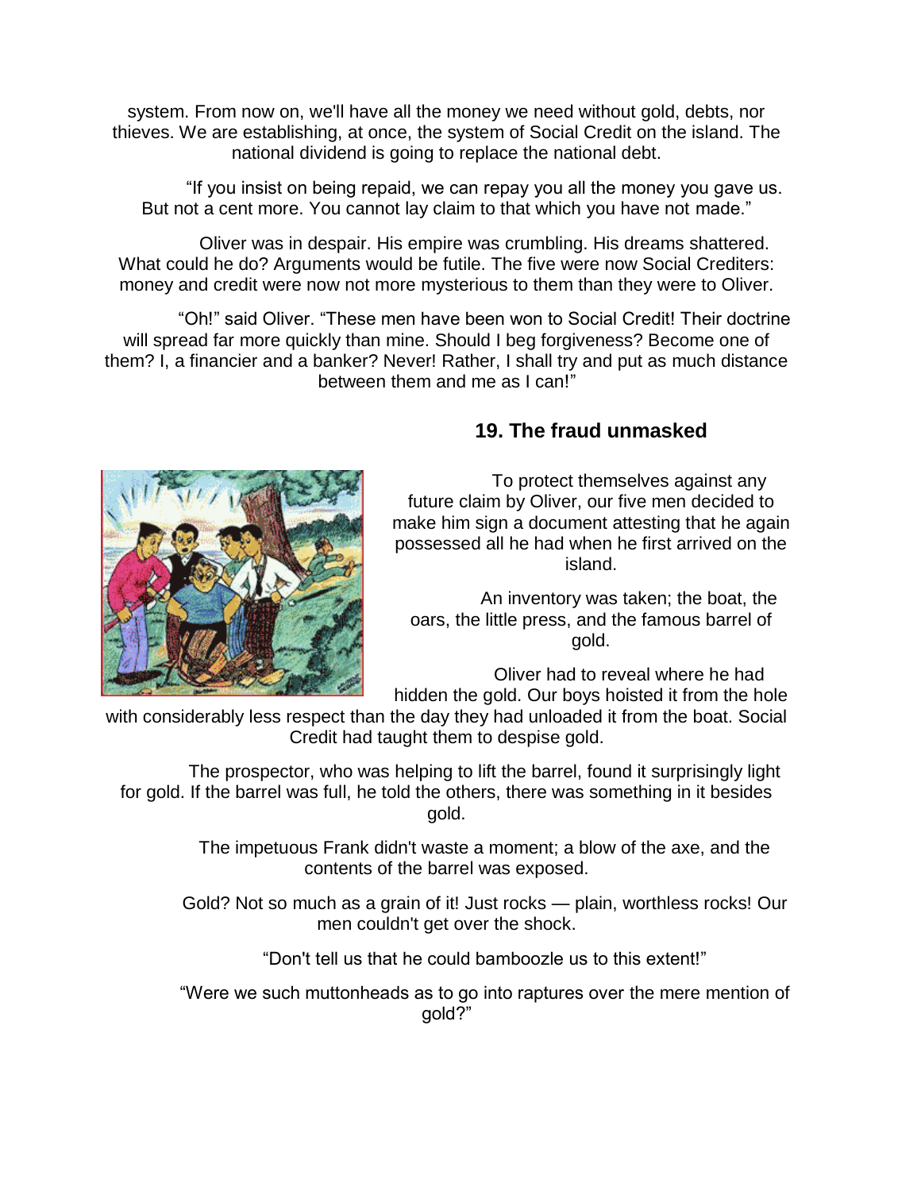system. From now on, we'll have all the money we need without gold, debts, nor thieves. We are establishing, at once, the system of Social Credit on the island. The national dividend is going to replace the national debt.

"If you insist on being repaid, we can repay you all the money you gave us. But not a cent more. You cannot lay claim to that which you have not made."

Oliver was in despair. His empire was crumbling. His dreams shattered. What could he do? Arguments would be futile. The five were now Social Crediters: money and credit were now not more mysterious to them than they were to Oliver.

"Oh!" said Oliver. "These men have been won to Social Credit! Their doctrine will spread far more quickly than mine. Should I beg forgiveness? Become one of them? I, a financier and a banker? Never! Rather, I shall try and put as much distance between them and me as I can!"

## 19. The fraud unmasked

To protect themselves against any future claim by Oliver, our five men decided to make him sign a document attesting that he again possessed all he had when he first arrived on the island.

An inventory was taken; the boat, the oars, the little press, and the famous barrel of gold.

Oliver had to reveal where he had hidden the gold. Our boys hoisted it from the hole with considerably less respect than the day they had unloaded it from the boat. Social Credit had taught them to despise gold.

The prospector, who was helping to lift the barrel, found it surprisingly light for gold. If the barrel was full, he told the others, there was something in it besides gold.

The impetuous Frank didn't waste a moment; a blow of the axe, and the contents of the barrel was exposed.

Gold? Not so much as a grain of it! Just rocks — plain, worthless rocks! Our men couldn't get over the shock.

"Don't tell us that he could bamboozle us to this extent!"

"Were we such muttonheads as to go into raptures over the mere mention of gold?"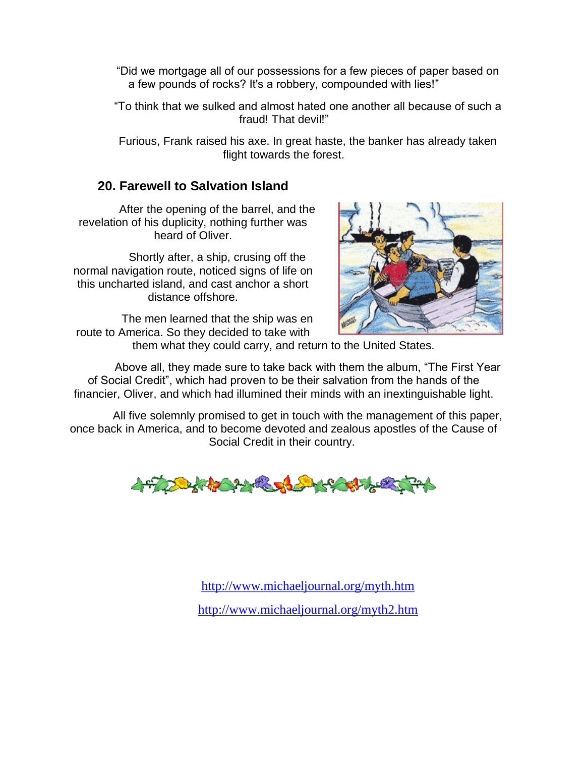"Did we mortgage all of our possessions for a few pieces of paper based on a few pounds of rocks? It's a robbery, compounded with lies!"

"To think that we sulked and almost hated one another all because of such a fraud! That devil!"

Furious, Frank raised his axe. In great haste, the banker has already taken flight towards the forest.

## 20. Farewell to Salvation Island

After the opening of the barrel, and the revelation of his duplicity, nothing further was heard of Oliver.

Shortly after, a ship, crusing off the normal navigation route, noticed signs of life on this uncharted island, and cast anchor a short distance offshore.

The men learned that the ship was en route to America. So they decided to take with them what they could carry, and return to the United States.

Above all, they made sure to take back with them the album, "The First Year of Social Credit", which had proven to be their salvation from the hands of the financier, Oliver, and which had illumined their minds with an inextinguishable light.

All five solemnly promised to get in touch with the management of this paper, once back in America, and to become devoted and zealous apostles of the Cause of Social Credit in their country.

http://www.michaeljournal.org/myth.htm

http://www.michaeljournal.org/myth2.htm